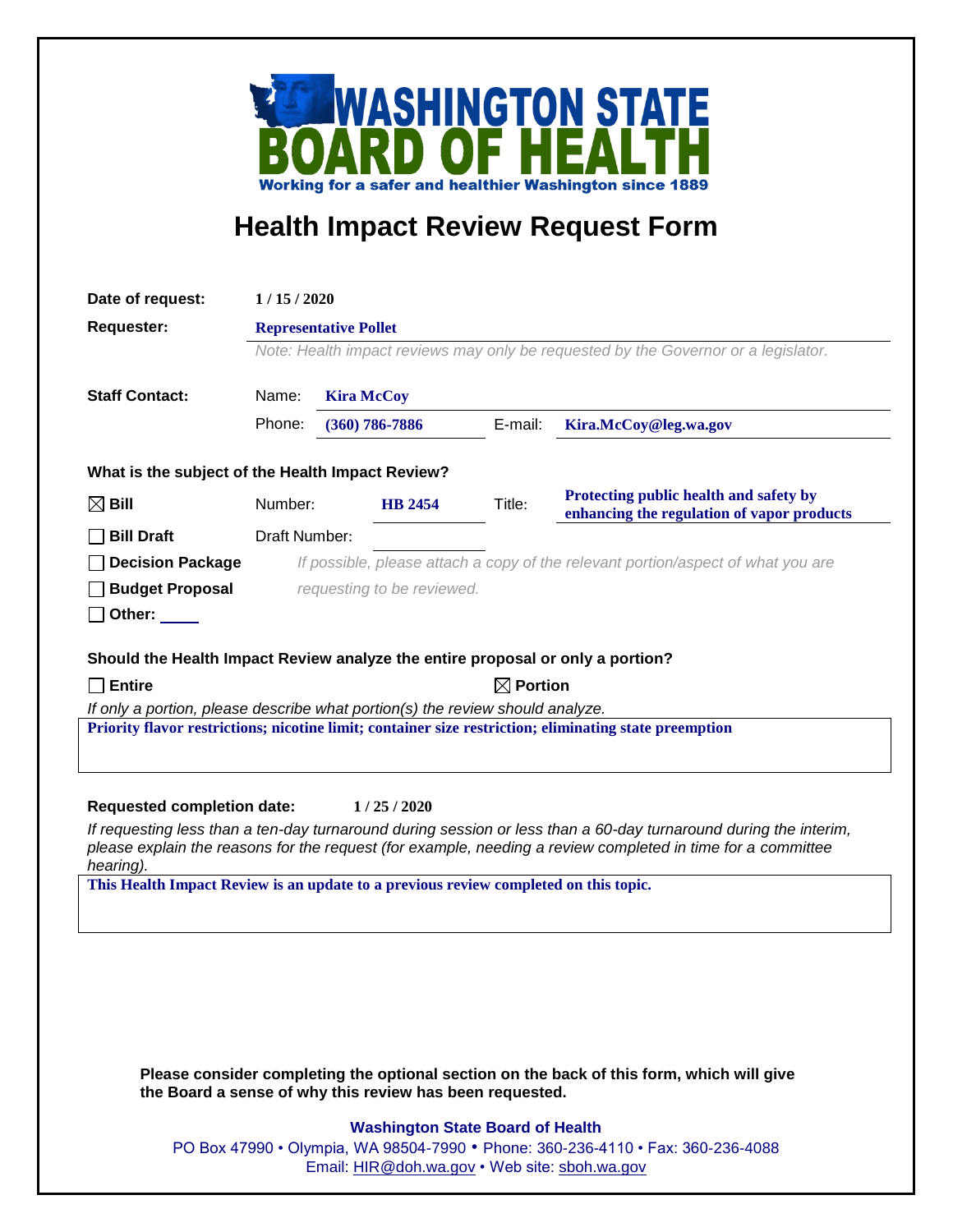# WASHINGTON STATE BOARD OF HEALTH

**Working for a safer and healthier Washington since 1889**

## Health Impact Review Request Form

**Date of request:** 1 / 15 / 2020

**Requester:** Representative Pollet

*Note: Health impact reviews may only be requested by the Governor or a legislator.*

**Staff Contact:**

Name: Kira McCoy

Phone: (360) 786-7886 E-mail: Kira.McCoy@leg.wa.gov

**What is the subject of the Health Impact Review?**

- ☒ **Bill** Number: HB 2454 Title: Protecting public health and safety by enhancing the regulation of vapor products
- ☐ **Bill Draft** Draft Number:
- ☐ **Decision Package**
- ☐ **Budget Proposal**
- ☐ **Other:**

*If possible, please attach a copy of the relevant portion/aspect of what you are requesting to be reviewed.*

**Should the Health Impact Review analyze the entire proposal or only a portion?**

☐ **Entire** ☒ **Portion**

*If only a portion, please describe what portion(s) the review should analyze.*

Priority flavor restrictions; nicotine limit; container size restriction; eliminating state preemption

**Requested completion date:** 1 / 25 / 2020

*If requesting less than a ten-day turnaround during session or less than a 60-day turnaround during the interim, please explain the reasons for the request (for example, needing a review completed in time for a committee hearing).*

This Health Impact Review is an update to a previous review completed on this topic.

**Please consider completing the optional section on the back of this form, which will give the Board a sense of why this review has been requested.**

**Washington State Board of Health**

PO Box 47990 • Olympia, WA 98504-7990 • Phone: 360-236-4110 • Fax: 360-236-4088

Email: HIR@doh.wa.gov • Web site: sboh.wa.gov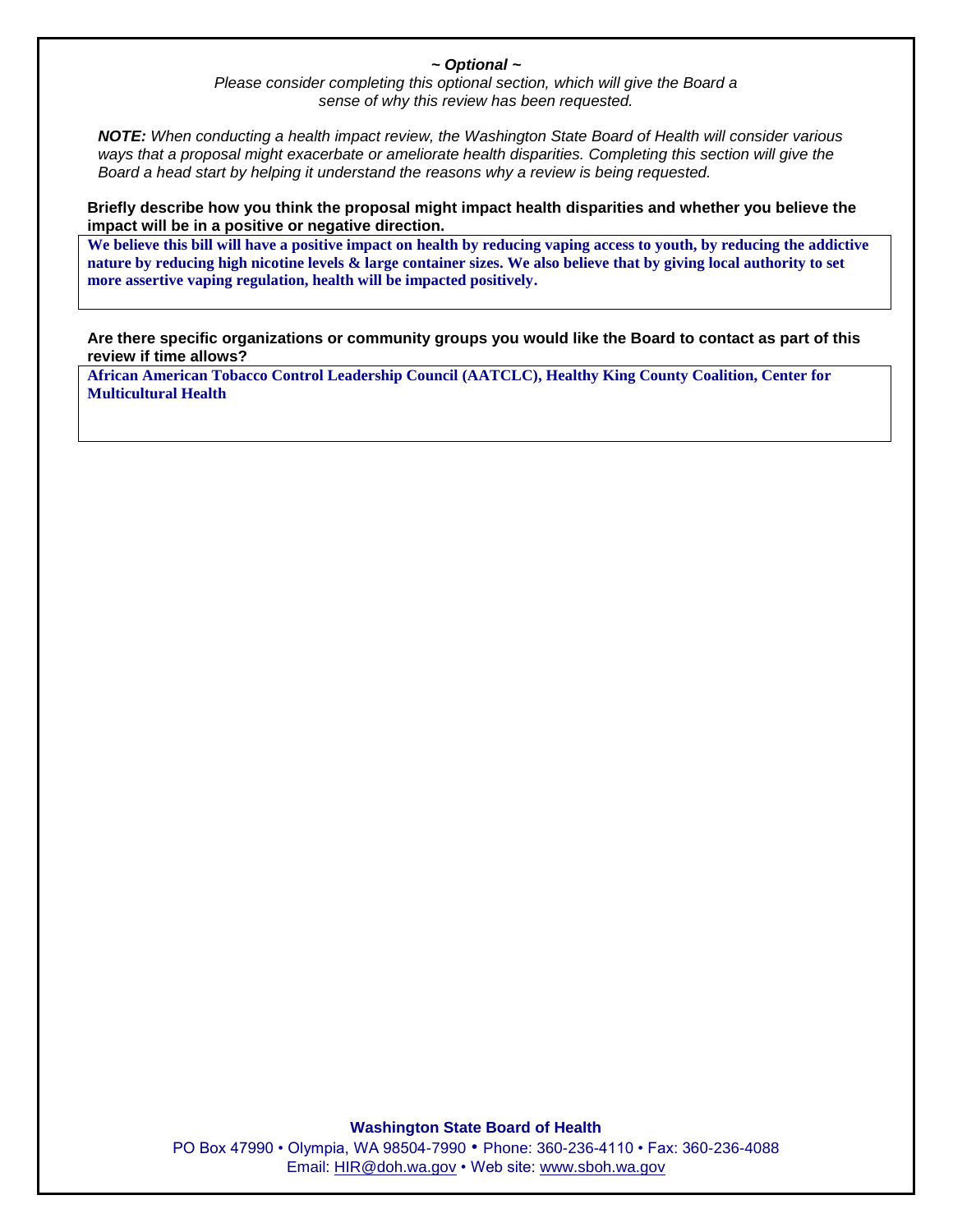***~ Optional ~***

*Please consider completing this optional section, which will give the Board a sense of why this review has been requested.*

***NOTE:*** *When conducting a health impact review, the Washington State Board of Health will consider various ways that a proposal might exacerbate or ameliorate health disparities. Completing this section will give the Board a head start by helping it understand the reasons why a review is being requested.*

**Briefly describe how you think the proposal might impact health disparities and whether you believe the impact will be in a positive or negative direction.**

**We believe this bill will have a positive impact on health by reducing vaping access to youth, by reducing the addictive nature by reducing high nicotine levels & large container sizes. We also believe that by giving local authority to set more assertive vaping regulation, health will be impacted positively.**

**Are there specific organizations or community groups you would like the Board to contact as part of this review if time allows?**

**African American Tobacco Control Leadership Council (AATCLC), Healthy King County Coalition, Center for Multicultural Health**

**Washington State Board of Health**

PO Box 47990 • Olympia, WA 98504-7990 • Phone: 360-236-4110 • Fax: 360-236-4088
Email: HIR@doh.wa.gov • Web site: www.sboh.wa.gov